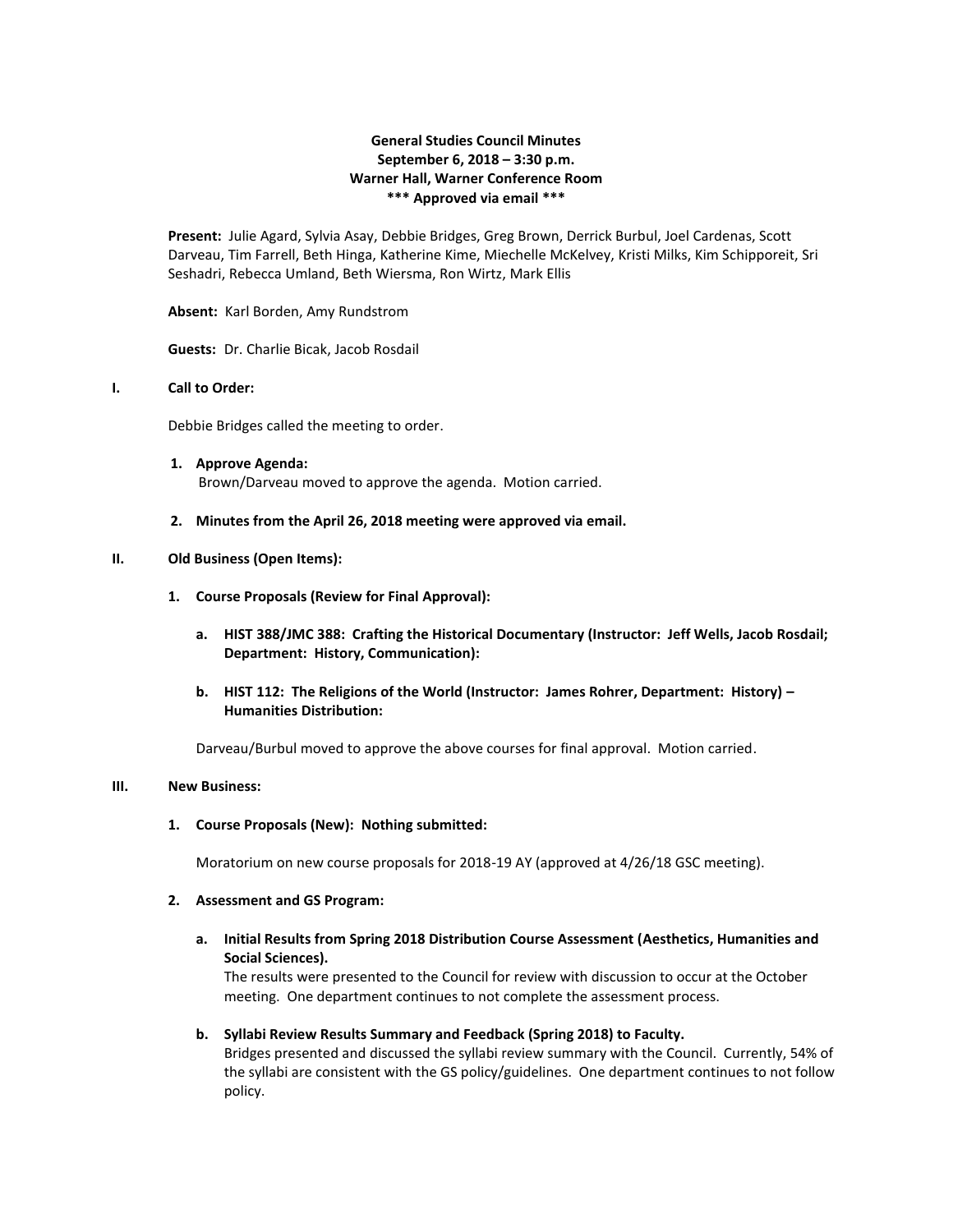**General Studies Council Minutes**
**September 6, 2018 – 3:30 p.m.**
**Warner Hall, Warner Conference Room**
**\*\*\* Approved via email \*\*\***

**Present:** Julie Agard, Sylvia Asay, Debbie Bridges, Greg Brown, Derrick Burbul, Joel Cardenas, Scott Darveau, Tim Farrell, Beth Hinga, Katherine Kime, Miechelle McKelvey, Kristi Milks, Kim Schipporeit, Sri Seshadri, Rebecca Umland, Beth Wiersma, Ron Wirtz, Mark Ellis

**Absent:** Karl Borden, Amy Rundstrom

**Guests:** Dr. Charlie Bicak, Jacob Rosdail

## I. Call to Order:

Debbie Bridges called the meeting to order.

1. **Approve Agenda:**
   Brown/Darveau moved to approve the agenda. Motion carried.

2. **Minutes from the April 26, 2018 meeting were approved via email.**

## II. Old Business (Open Items):

1. **Course Proposals (Review for Final Approval):**

   a. **HIST 388/JMC 388: Crafting the Historical Documentary (Instructor: Jeff Wells, Jacob Rosdail; Department: History, Communication):**

   b. **HIST 112: The Religions of the World (Instructor: James Rohrer, Department: History) – Humanities Distribution:**

   Darveau/Burbul moved to approve the above courses for final approval. Motion carried.

## III. New Business:

1. **Course Proposals (New): Nothing submitted:**

   Moratorium on new course proposals for 2018-19 AY (approved at 4/26/18 GSC meeting).

2. **Assessment and GS Program:**

   a. **Initial Results from Spring 2018 Distribution Course Assessment (Aesthetics, Humanities and Social Sciences).**
   The results were presented to the Council for review with discussion to occur at the October meeting. One department continues to not complete the assessment process.

   b. **Syllabi Review Results Summary and Feedback (Spring 2018) to Faculty.**
   Bridges presented and discussed the syllabi review summary with the Council. Currently, 54% of the syllabi are consistent with the GS policy/guidelines. One department continues to not follow policy.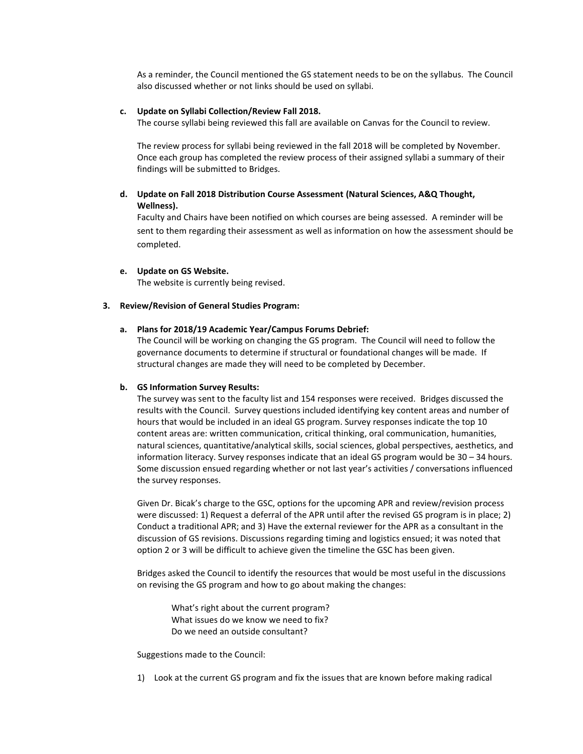As a reminder, the Council mentioned the GS statement needs to be on the syllabus. The Council also discussed whether or not links should be used on syllabi.

**c. Update on Syllabi Collection/Review Fall 2018.**

The course syllabi being reviewed this fall are available on Canvas for the Council to review.

The review process for syllabi being reviewed in the fall 2018 will be completed by November. Once each group has completed the review process of their assigned syllabi a summary of their findings will be submitted to Bridges.

**d. Update on Fall 2018 Distribution Course Assessment (Natural Sciences, A&Q Thought, Wellness).**

Faculty and Chairs have been notified on which courses are being assessed. A reminder will be sent to them regarding their assessment as well as information on how the assessment should be completed.

**e. Update on GS Website.**

The website is currently being revised.

**3. Review/Revision of General Studies Program:**

**a. Plans for 2018/19 Academic Year/Campus Forums Debrief:**

The Council will be working on changing the GS program. The Council will need to follow the governance documents to determine if structural or foundational changes will be made. If structural changes are made they will need to be completed by December.

**b. GS Information Survey Results:**

The survey was sent to the faculty list and 154 responses were received. Bridges discussed the results with the Council. Survey questions included identifying key content areas and number of hours that would be included in an ideal GS program. Survey responses indicate the top 10 content areas are: written communication, critical thinking, oral communication, humanities, natural sciences, quantitative/analytical skills, social sciences, global perspectives, aesthetics, and information literacy. Survey responses indicate that an ideal GS program would be 30 – 34 hours. Some discussion ensued regarding whether or not last year's activities / conversations influenced the survey responses.

Given Dr. Bicak's charge to the GSC, options for the upcoming APR and review/revision process were discussed: 1) Request a deferral of the APR until after the revised GS program is in place; 2) Conduct a traditional APR; and 3) Have the external reviewer for the APR as a consultant in the discussion of GS revisions. Discussions regarding timing and logistics ensued; it was noted that option 2 or 3 will be difficult to achieve given the timeline the GSC has been given.

Bridges asked the Council to identify the resources that would be most useful in the discussions on revising the GS program and how to go about making the changes:

> What's right about the current program?
> What issues do we know we need to fix?
> Do we need an outside consultant?

Suggestions made to the Council:

1) Look at the current GS program and fix the issues that are known before making radical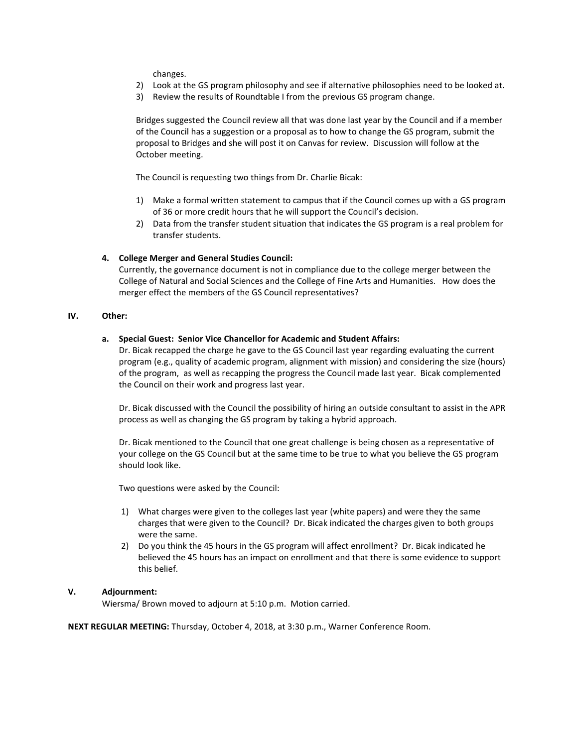changes.

2) Look at the GS program philosophy and see if alternative philosophies need to be looked at.
3) Review the results of Roundtable I from the previous GS program change.

Bridges suggested the Council review all that was done last year by the Council and if a member of the Council has a suggestion or a proposal as to how to change the GS program, submit the proposal to Bridges and she will post it on Canvas for review. Discussion will follow at the October meeting.

The Council is requesting two things from Dr. Charlie Bicak:

1) Make a formal written statement to campus that if the Council comes up with a GS program of 36 or more credit hours that he will support the Council's decision.
2) Data from the transfer student situation that indicates the GS program is a real problem for transfer students.

**4. College Merger and General Studies Council:**
Currently, the governance document is not in compliance due to the college merger between the College of Natural and Social Sciences and the College of Fine Arts and Humanities. How does the merger effect the members of the GS Council representatives?

**IV. Other:**

**a. Special Guest: Senior Vice Chancellor for Academic and Student Affairs:**
Dr. Bicak recapped the charge he gave to the GS Council last year regarding evaluating the current program (e.g., quality of academic program, alignment with mission) and considering the size (hours) of the program, as well as recapping the progress the Council made last year. Bicak complemented the Council on their work and progress last year.

Dr. Bicak discussed with the Council the possibility of hiring an outside consultant to assist in the APR process as well as changing the GS program by taking a hybrid approach.

Dr. Bicak mentioned to the Council that one great challenge is being chosen as a representative of your college on the GS Council but at the same time to be true to what you believe the GS program should look like.

Two questions were asked by the Council:

1) What charges were given to the colleges last year (white papers) and were they the same charges that were given to the Council? Dr. Bicak indicated the charges given to both groups were the same.
2) Do you think the 45 hours in the GS program will affect enrollment? Dr. Bicak indicated he believed the 45 hours has an impact on enrollment and that there is some evidence to support this belief.

**V. Adjournment:**
Wiersma/ Brown moved to adjourn at 5:10 p.m. Motion carried.

**NEXT REGULAR MEETING:** Thursday, October 4, 2018, at 3:30 p.m., Warner Conference Room.